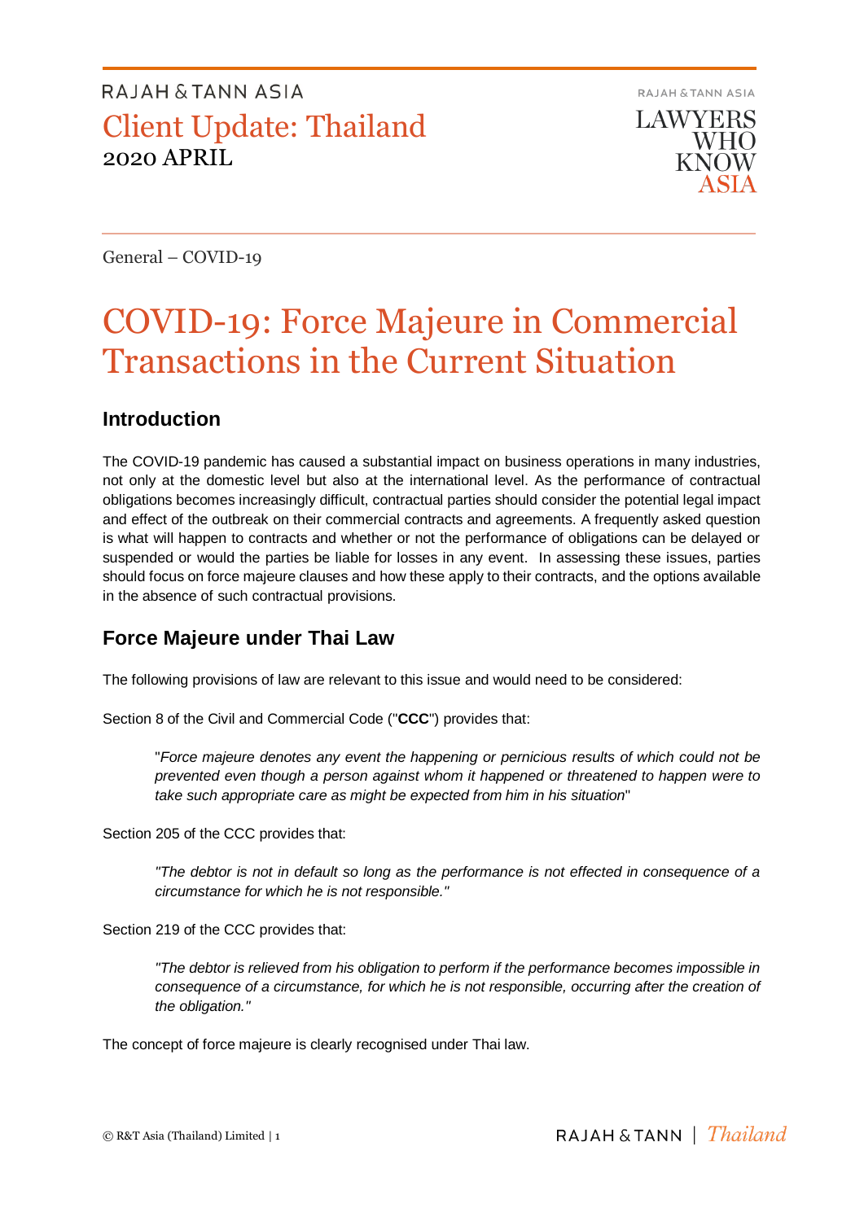RAJAH & TANN ASIA

Client Update: Thailand

2020 APRIL

RAJAH & TANN ASIA

LAWYERS WHO KNOW ASIA

General – COVID-19

# COVID-19: Force Majeure in Commercial Transactions in the Current Situation

## Introduction

The COVID-19 pandemic has caused a substantial impact on business operations in many industries, not only at the domestic level but also at the international level. As the performance of contractual obligations becomes increasingly difficult, contractual parties should consider the potential legal impact and effect of the outbreak on their commercial contracts and agreements. A frequently asked question is what will happen to contracts and whether or not the performance of obligations can be delayed or suspended or would the parties be liable for losses in any event. In assessing these issues, parties should focus on force majeure clauses and how these apply to their contracts, and the options available in the absence of such contractual provisions.

## Force Majeure under Thai Law

The following provisions of law are relevant to this issue and would need to be considered:

Section 8 of the Civil and Commercial Code ("**CCC**") provides that:

> "*Force majeure denotes any event the happening or pernicious results of which could not be prevented even though a person against whom it happened or threatened to happen were to take such appropriate care as might be expected from him in his situation*"

Section 205 of the CCC provides that:

> *"The debtor is not in default so long as the performance is not effected in consequence of a circumstance for which he is not responsible."*

Section 219 of the CCC provides that:

> *"The debtor is relieved from his obligation to perform if the performance becomes impossible in consequence of a circumstance, for which he is not responsible, occurring after the creation of the obligation."*

The concept of force majeure is clearly recognised under Thai law.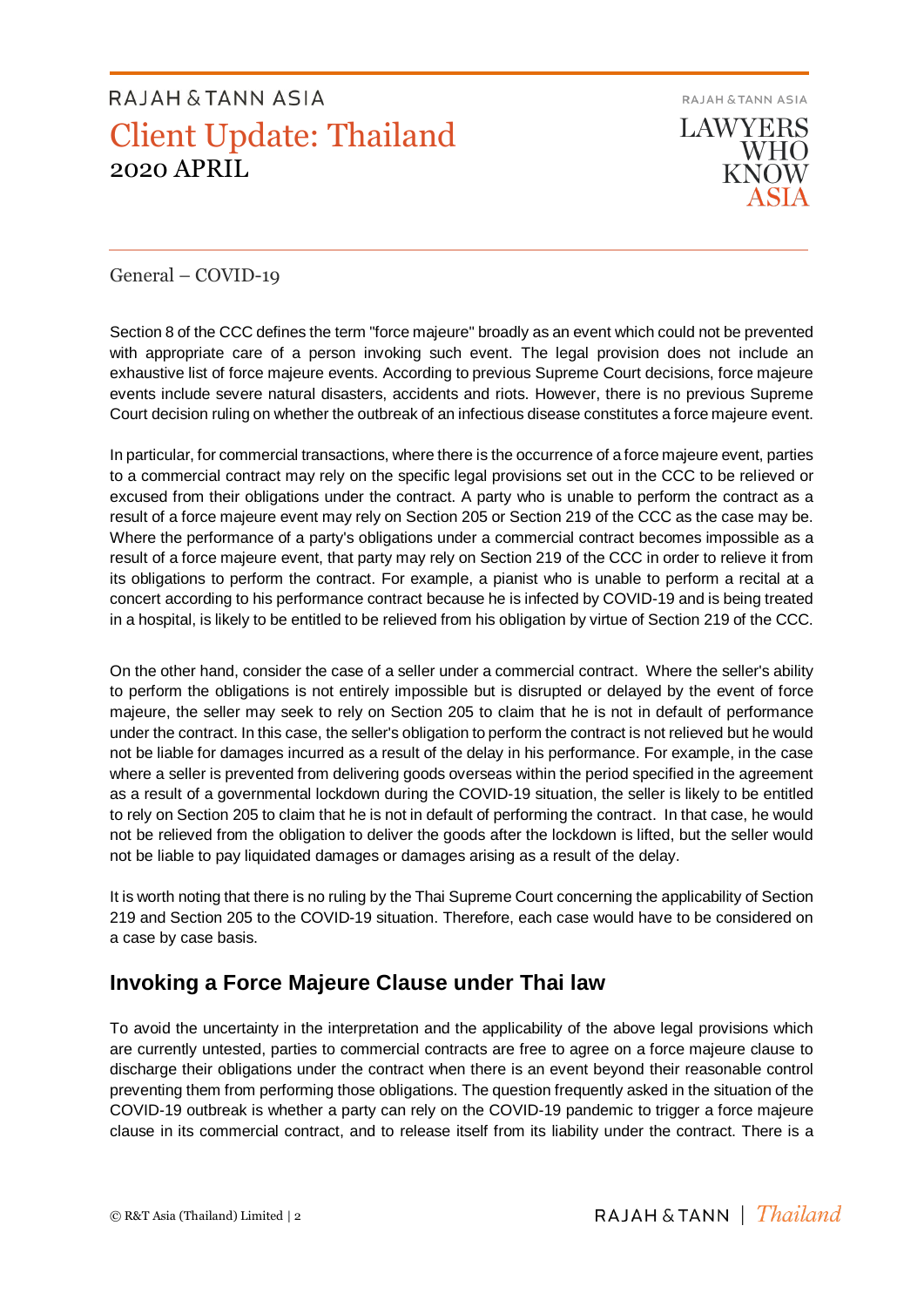General – COVID-19

Section 8 of the CCC defines the term "force majeure" broadly as an event which could not be prevented with appropriate care of a person invoking such event. The legal provision does not include an exhaustive list of force majeure events. According to previous Supreme Court decisions, force majeure events include severe natural disasters, accidents and riots. However, there is no previous Supreme Court decision ruling on whether the outbreak of an infectious disease constitutes a force majeure event.

In particular, for commercial transactions, where there is the occurrence of a force majeure event, parties to a commercial contract may rely on the specific legal provisions set out in the CCC to be relieved or excused from their obligations under the contract. A party who is unable to perform the contract as a result of a force majeure event may rely on Section 205 or Section 219 of the CCC as the case may be. Where the performance of a party's obligations under a commercial contract becomes impossible as a result of a force majeure event, that party may rely on Section 219 of the CCC in order to relieve it from its obligations to perform the contract. For example, a pianist who is unable to perform a recital at a concert according to his performance contract because he is infected by COVID-19 and is being treated in a hospital, is likely to be entitled to be relieved from his obligation by virtue of Section 219 of the CCC.

On the other hand, consider the case of a seller under a commercial contract. Where the seller's ability to perform the obligations is not entirely impossible but is disrupted or delayed by the event of force majeure, the seller may seek to rely on Section 205 to claim that he is not in default of performance under the contract. In this case, the seller's obligation to perform the contract is not relieved but he would not be liable for damages incurred as a result of the delay in his performance. For example, in the case where a seller is prevented from delivering goods overseas within the period specified in the agreement as a result of a governmental lockdown during the COVID-19 situation, the seller is likely to be entitled to rely on Section 205 to claim that he is not in default of performing the contract. In that case, he would not be relieved from the obligation to deliver the goods after the lockdown is lifted, but the seller would not be liable to pay liquidated damages or damages arising as a result of the delay.

It is worth noting that there is no ruling by the Thai Supreme Court concerning the applicability of Section 219 and Section 205 to the COVID-19 situation. Therefore, each case would have to be considered on a case by case basis.

## Invoking a Force Majeure Clause under Thai law

To avoid the uncertainty in the interpretation and the applicability of the above legal provisions which are currently untested, parties to commercial contracts are free to agree on a force majeure clause to discharge their obligations under the contract when there is an event beyond their reasonable control preventing them from performing those obligations. The question frequently asked in the situation of the COVID-19 outbreak is whether a party can rely on the COVID-19 pandemic to trigger a force majeure clause in its commercial contract, and to release itself from its liability under the contract. There is a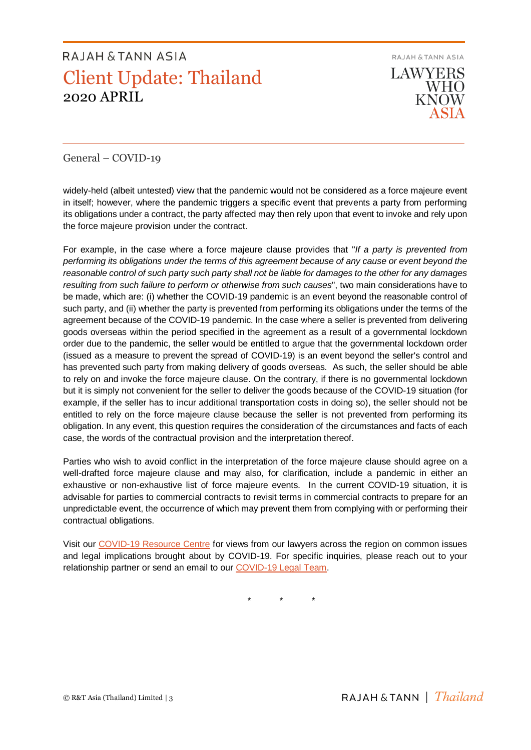widely-held (albeit untested) view that the pandemic would not be considered as a force majeure event in itself; however, where the pandemic triggers a specific event that prevents a party from performing its obligations under a contract, the party affected may then rely upon that event to invoke and rely upon the force majeure provision under the contract.

For example, in the case where a force majeure clause provides that "*If a party is prevented from performing its obligations under the terms of this agreement because of any cause or event beyond the reasonable control of such party such party shall not be liable for damages to the other for any damages resulting from such failure to perform or otherwise from such causes*", two main considerations have to be made, which are: (i) whether the COVID-19 pandemic is an event beyond the reasonable control of such party, and (ii) whether the party is prevented from performing its obligations under the terms of the agreement because of the COVID-19 pandemic. In the case where a seller is prevented from delivering goods overseas within the period specified in the agreement as a result of a governmental lockdown order due to the pandemic, the seller would be entitled to argue that the governmental lockdown order (issued as a measure to prevent the spread of COVID-19) is an event beyond the seller's control and has prevented such party from making delivery of goods overseas. As such, the seller should be able to rely on and invoke the force majeure clause. On the contrary, if there is no governmental lockdown but it is simply not convenient for the seller to deliver the goods because of the COVID-19 situation (for example, if the seller has to incur additional transportation costs in doing so), the seller should not be entitled to rely on the force majeure clause because the seller is not prevented from performing its obligation. In any event, this question requires the consideration of the circumstances and facts of each case, the words of the contractual provision and the interpretation thereof.

Parties who wish to avoid conflict in the interpretation of the force majeure clause should agree on a well-drafted force majeure clause and may also, for clarification, include a pandemic in either an exhaustive or non-exhaustive list of force majeure events. In the current COVID-19 situation, it is advisable for parties to commercial contracts to revisit terms in commercial contracts to prepare for an unpredictable event, the occurrence of which may prevent them from complying with or performing their contractual obligations.

Visit our COVID-19 Resource Centre for views from our lawyers across the region on common issues and legal implications brought about by COVID-19. For specific inquiries, please reach out to your relationship partner or send an email to our COVID-19 Legal Team.

\* \* \*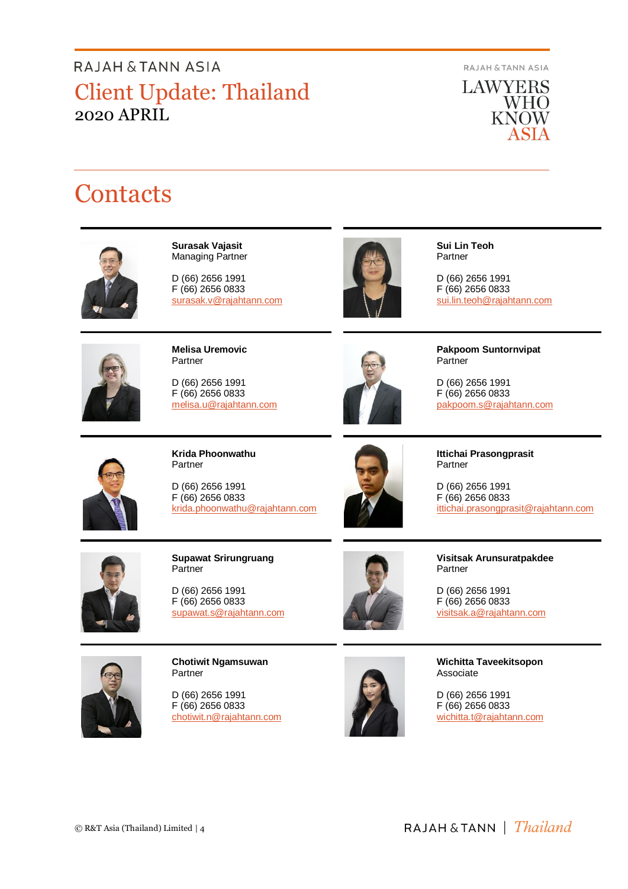# Contacts

**Surasak Vajasit**
Managing Partner

D (66) 2656 1991
F (66) 2656 0833
surasak.v@rajahtann.com

**Sui Lin Teoh**
Partner

D (66) 2656 1991
F (66) 2656 0833
sui.lin.teoh@rajahtann.com

**Melisa Uremovic**
Partner

D (66) 2656 1991
F (66) 2656 0833
melisa.u@rajahtann.com

**Pakpoom Suntornvipat**
Partner

D (66) 2656 1991
F (66) 2656 0833
pakpoom.s@rajahtann.com

**Krida Phoonwathu**
Partner

D (66) 2656 1991
F (66) 2656 0833
krida.phoonwathu@rajahtann.com

**Ittichai Prasongprasit**
Partner

D (66) 2656 1991
F (66) 2656 0833
ittichai.prasongprasit@rajahtann.com

**Supawat Srirungruang**
Partner

D (66) 2656 1991
F (66) 2656 0833
supawat.s@rajahtann.com

**Visitsak Arunsuratpakdee**
Partner

D (66) 2656 1991
F (66) 2656 0833
visitsak.a@rajahtann.com

**Chotiwit Ngamsuwan**
Partner

D (66) 2656 1991
F (66) 2656 0833
chotiwit.n@rajahtann.com

**Wichitta Taveekitsopon**
Associate

D (66) 2656 1991
F (66) 2656 0833
wichitta.t@rajahtann.com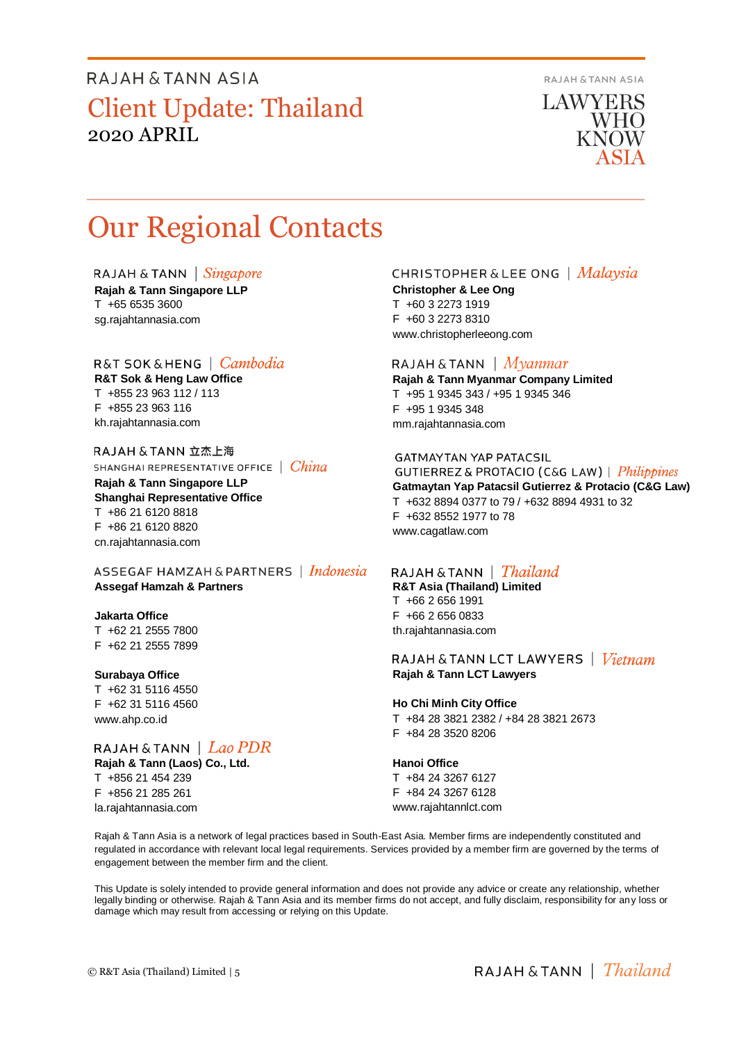# Our Regional Contacts

**RAJAH & TANN | *Singapore***
**Rajah & Tann Singapore LLP**
T +65 6535 3600
sg.rajahtannasia.com

**R&T SOK & HENG | *Cambodia***
**R&T Sok & Heng Law Office**
T +855 23 963 112 / 113
F +855 23 963 116
kh.rajahtannasia.com

**RAJAH & TANN 立杰上海 SHANGHAI REPRESENTATIVE OFFICE | *China***
**Rajah & Tann Singapore LLP**
**Shanghai Representative Office**
T +86 21 6120 8818
F +86 21 6120 8820
cn.rajahtannasia.com

**ASSEGAF HAMZAH & PARTNERS | *Indonesia***
**Assegaf Hamzah & Partners**

**Jakarta Office**
T +62 21 2555 7800
F +62 21 2555 7899

**Surabaya Office**
T +62 31 5116 4550
F +62 31 5116 4560
www.ahp.co.id

**RAJAH & TANN | *Lao PDR***
**Rajah & Tann (Laos) Co., Ltd.**
T +856 21 454 239
F +856 21 285 261
la.rajahtannasia.com

**CHRISTOPHER & LEE ONG | *Malaysia***
**Christopher & Lee Ong**
T +60 3 2273 1919
F +60 3 2273 8310
www.christopherleeong.com

**RAJAH & TANN | *Myanmar***
**Rajah & Tann Myanmar Company Limited**
T +95 1 9345 343 / +95 1 9345 346
F +95 1 9345 348
mm.rajahtannasia.com

**GATMAYTAN YAP PATACSIL GUTIERREZ & PROTACIO (C&G LAW) | *Philippines***
**Gatmaytan Yap Patacsil Gutierrez & Protacio (C&G Law)**
T +632 8894 0377 to 79 / +632 8894 4931 to 32
F +632 8552 1977 to 78
www.cagatlaw.com

**RAJAH & TANN | *Thailand***
**R&T Asia (Thailand) Limited**
T +66 2 656 1991
F +66 2 656 0833
th.rajahtannasia.com

**RAJAH & TANN LCT LAWYERS | *Vietnam***
**Rajah & Tann LCT Lawyers**

**Ho Chi Minh City Office**
T +84 28 3821 2382 / +84 28 3821 2673
F +84 28 3520 8206

**Hanoi Office**
T +84 24 3267 6127
F +84 24 3267 6128
www.rajahtannlct.com

Rajah & Tann Asia is a network of legal practices based in South-East Asia. Member firms are independently constituted and regulated in accordance with relevant local legal requirements. Services provided by a member firm are governed by the terms of engagement between the member firm and the client.

This Update is solely intended to provide general information and does not provide any advice or create any relationship, whether legally binding or otherwise. Rajah & Tann Asia and its member firms do not accept, and fully disclaim, responsibility for any loss or damage which may result from accessing or relying on this Update.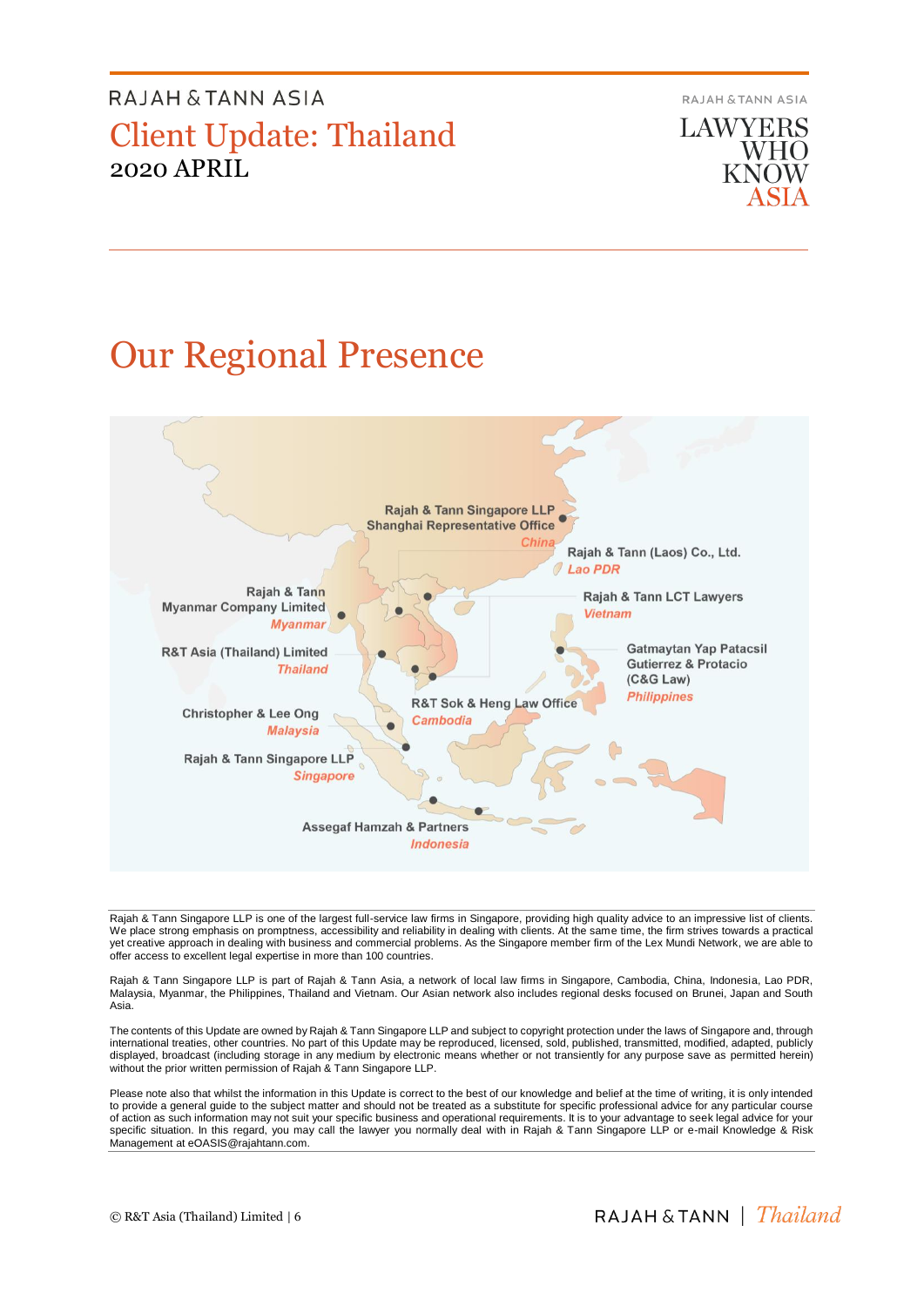# RAJAH & TANN ASIA

## Client Update: Thailand

2020 APRIL

RAJAH & TANN ASIA

LAWYERS WHO KNOW ASIA

# Our Regional Presence

Rajah & Tann Singapore LLP Shanghai Representative Office
*China*

Rajah & Tann (Laos) Co., Ltd.
*Lao PDR*

Rajah & Tann Myanmar Company Limited
*Myanmar*

Rajah & Tann LCT Lawyers
*Vietnam*

R&T Asia (Thailand) Limited
*Thailand*

Gatmaytan Yap Patacsil Gutierrez & Protacio (C&G Law)
*Philippines*

R&T Sok & Heng Law Office
*Cambodia*

Christopher & Lee Ong
*Malaysia*

Rajah & Tann Singapore LLP
*Singapore*

Assegaf Hamzah & Partners
*Indonesia*

Rajah & Tann Singapore LLP is one of the largest full-service law firms in Singapore, providing high quality advice to an impressive list of clients. We place strong emphasis on promptness, accessibility and reliability in dealing with clients. At the same time, the firm strives towards a practical yet creative approach in dealing with business and commercial problems. As the Singapore member firm of the Lex Mundi Network, we are able to offer access to excellent legal expertise in more than 100 countries.

Rajah & Tann Singapore LLP is part of Rajah & Tann Asia, a network of local law firms in Singapore, Cambodia, China, Indonesia, Lao PDR, Malaysia, Myanmar, the Philippines, Thailand and Vietnam. Our Asian network also includes regional desks focused on Brunei, Japan and South Asia.

The contents of this Update are owned by Rajah & Tann Singapore LLP and subject to copyright protection under the laws of Singapore and, through international treaties, other countries. No part of this Update may be reproduced, licensed, sold, published, transmitted, modified, adapted, publicly displayed, broadcast (including storage in any medium by electronic means whether or not transiently for any purpose save as permitted herein) without the prior written permission of Rajah & Tann Singapore LLP.

Please note also that whilst the information in this Update is correct to the best of our knowledge and belief at the time of writing, it is only intended to provide a general guide to the subject matter and should not be treated as a substitute for specific professional advice for any particular course of action as such information may not suit your specific business and operational requirements. It is to your advantage to seek legal advice for your specific situation. In this regard, you may call the lawyer you normally deal with in Rajah & Tann Singapore LLP or e-mail Knowledge & Risk Management at eOASIS@rajahtann.com.